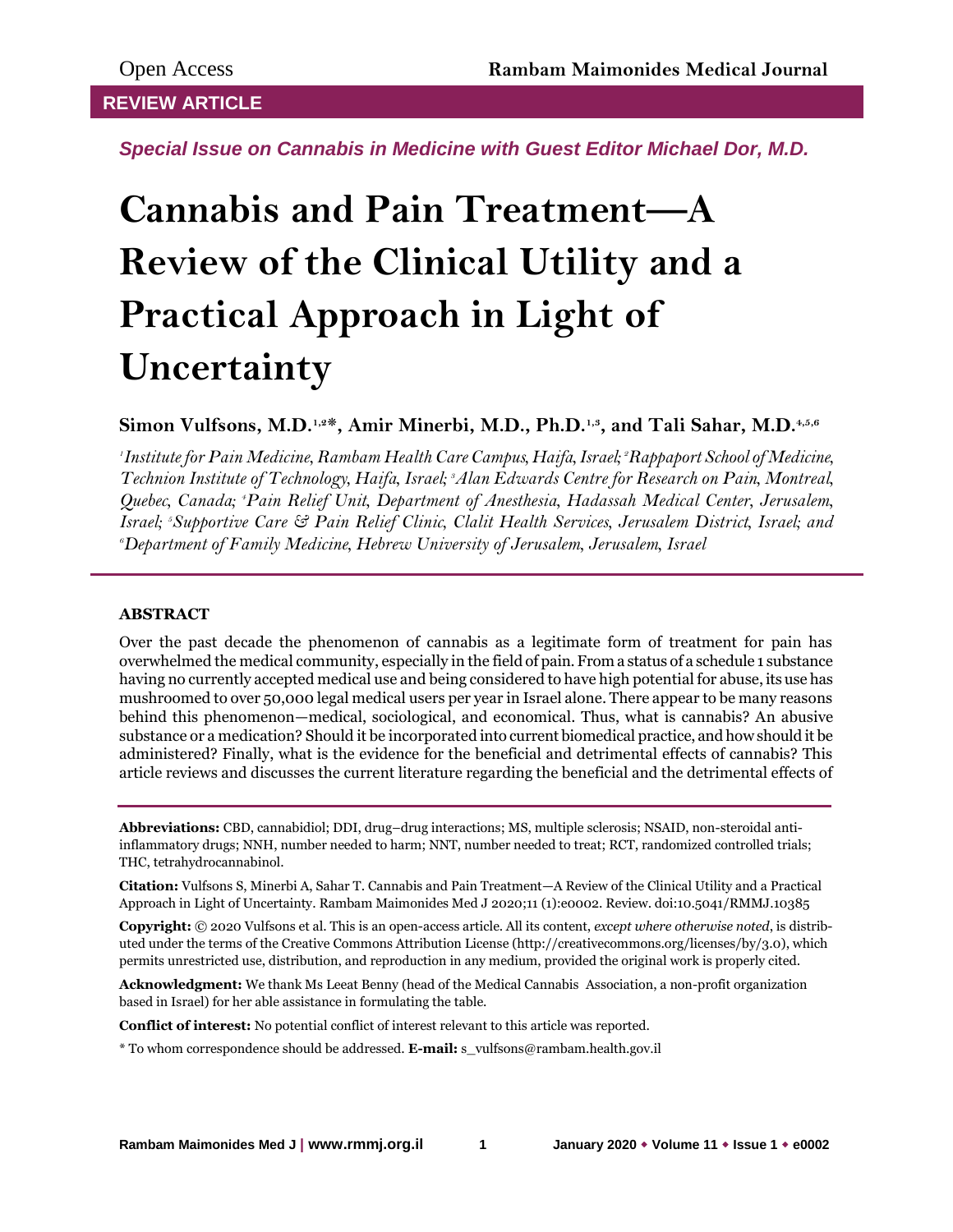Open Access

**REVIEW ARTICLE**

*Special Issue on Cannabis in Medicine with Guest Editor Michael Dor, M.D.*

# Cannabis and Pain Treatment—A Review of the Clinical Utility and a Practical Approach in Light of Uncertainty

**Simon Vulfsons, M.D.[1,2*], Amir Minerbi, M.D., Ph.D.[1,3], and Tali Sahar, M.D.[4,5,6]**

*[1]Institute for Pain Medicine, Rambam Health Care Campus, Haifa, Israel; [2]Rappaport School of Medicine, Technion Institute of Technology, Haifa, Israel; [3]Alan Edwards Centre for Research on Pain, Montreal, Quebec, Canada; [4]Pain Relief Unit, Department of Anesthesia, Hadassah Medical Center, Jerusalem, Israel; [5]Supportive Care & Pain Relief Clinic, Clalit Health Services, Jerusalem District, Israel; and [6]Department of Family Medicine, Hebrew University of Jerusalem, Jerusalem, Israel*

## ABSTRACT

Over the past decade the phenomenon of cannabis as a legitimate form of treatment for pain has overwhelmed the medical community, especially in the field of pain. From a status of a schedule 1 substance having no currently accepted medical use and being considered to have high potential for abuse, its use has mushroomed to over 50,000 legal medical users per year in Israel alone. There appear to be many reasons behind this phenomenon—medical, sociological, and economical. Thus, what is cannabis? An abusive substance or a medication? Should it be incorporated into current biomedical practice, and how should it be administered? Finally, what is the evidence for the beneficial and detrimental effects of cannabis? This article reviews and discusses the current literature regarding the beneficial and the detrimental effects of

**Abbreviations:** CBD, cannabidiol; DDI, drug–drug interactions; MS, multiple sclerosis; NSAID, non-steroidal anti-inflammatory drugs; NNH, number needed to harm; NNT, number needed to treat; RCT, randomized controlled trials; THC, tetrahydrocannabinol.

**Citation:** Vulfsons S, Minerbi A, Sahar T. Cannabis and Pain Treatment—A Review of the Clinical Utility and a Practical Approach in Light of Uncertainty. Rambam Maimonides Med J 2020;11 (1):e0002. Review. doi:10.5041/RMMJ.10385

**Copyright:** © 2020 Vulfsons et al. This is an open-access article. All its content, *except where otherwise noted*, is distributed under the terms of the Creative Commons Attribution License (http://creativecommons.org/licenses/by/3.0), which permits unrestricted use, distribution, and reproduction in any medium, provided the original work is properly cited.

**Acknowledgment:** We thank Ms Leeat Benny (head of the Medical Cannabis Association, a non-profit organization based in Israel) for her able assistance in formulating the table.

**Conflict of interest:** No potential conflict of interest relevant to this article was reported.

* To whom correspondence should be addressed. **E-mail:** s_vulfsons@rambam.health.gov.il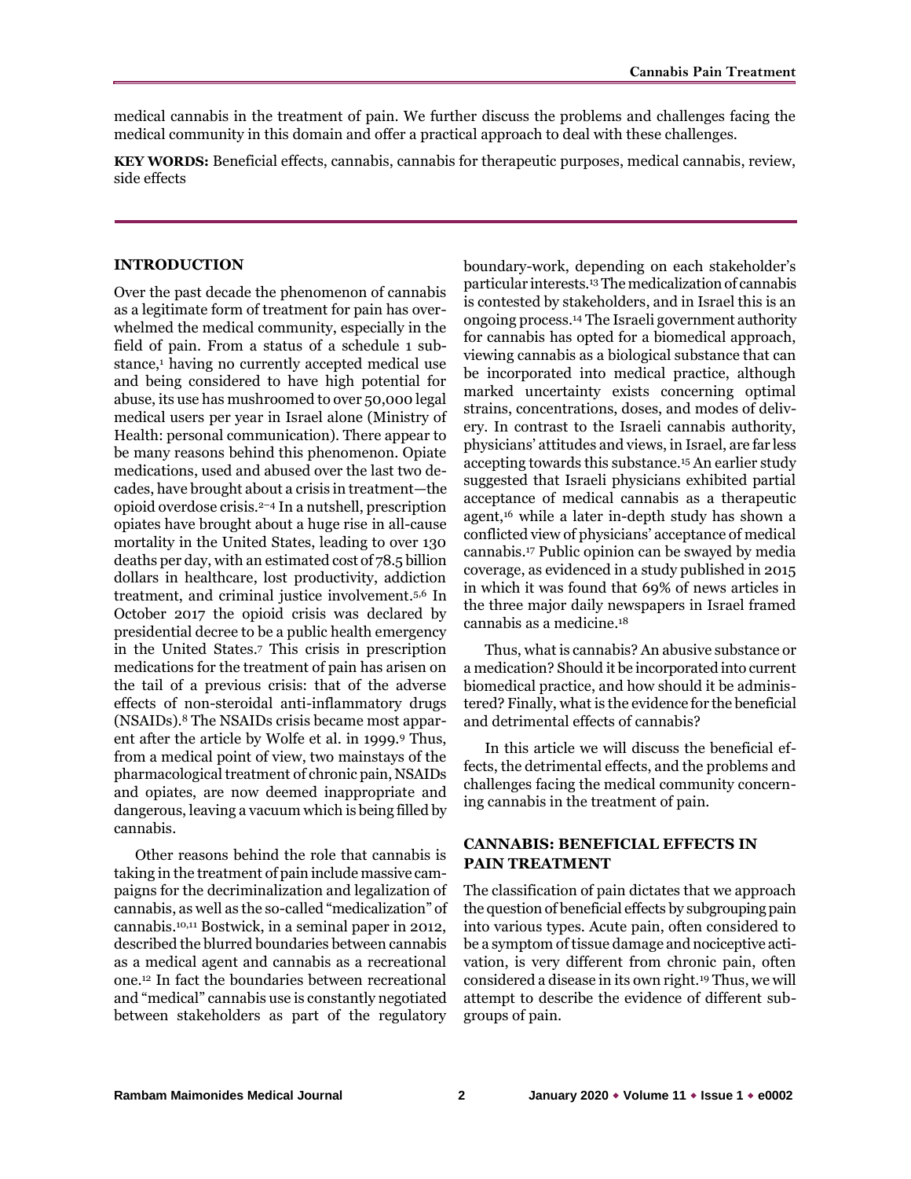medical cannabis in the treatment of pain. We further discuss the problems and challenges facing the medical community in this domain and offer a practical approach to deal with these challenges.

**KEY WORDS:** Beneficial effects, cannabis, cannabis for therapeutic purposes, medical cannabis, review, side effects

## INTRODUCTION

Over the past decade the phenomenon of cannabis as a legitimate form of treatment for pain has overwhelmed the medical community, especially in the field of pain. From a status of a schedule 1 substance,[1] having no currently accepted medical use and being considered to have high potential for abuse, its use has mushroomed to over 50,000 legal medical users per year in Israel alone (Ministry of Health: personal communication). There appear to be many reasons behind this phenomenon. Opiate medications, used and abused over the last two decades, have brought about a crisis in treatment—the opioid overdose crisis.[2–4] In a nutshell, prescription opiates have brought about a huge rise in all-cause mortality in the United States, leading to over 130 deaths per day, with an estimated cost of 78.5 billion dollars in healthcare, lost productivity, addiction treatment, and criminal justice involvement.[5,6] In October 2017 the opioid crisis was declared by presidential decree to be a public health emergency in the United States.[7] This crisis in prescription medications for the treatment of pain has arisen on the tail of a previous crisis: that of the adverse effects of non-steroidal anti-inflammatory drugs (NSAIDs).[8] The NSAIDs crisis became most apparent after the article by Wolfe et al. in 1999.[9] Thus, from a medical point of view, two mainstays of the pharmacological treatment of chronic pain, NSAIDs and opiates, are now deemed inappropriate and dangerous, leaving a vacuum which is being filled by cannabis.

Other reasons behind the role that cannabis is taking in the treatment of pain include massive campaigns for the decriminalization and legalization of cannabis, as well as the so-called "medicalization" of cannabis.[10,11] Bostwick, in a seminal paper in 2012, described the blurred boundaries between cannabis as a medical agent and cannabis as a recreational one.[12] In fact the boundaries between recreational and "medical" cannabis use is constantly negotiated between stakeholders as part of the regulatory boundary-work, depending on each stakeholder's particular interests.[13] The medicalization of cannabis is contested by stakeholders, and in Israel this is an ongoing process.[14] The Israeli government authority for cannabis has opted for a biomedical approach, viewing cannabis as a biological substance that can be incorporated into medical practice, although marked uncertainty exists concerning optimal strains, concentrations, doses, and modes of delivery. In contrast to the Israeli cannabis authority, physicians' attitudes and views, in Israel, are far less accepting towards this substance.[15] An earlier study suggested that Israeli physicians exhibited partial acceptance of medical cannabis as a therapeutic agent,[16] while a later in-depth study has shown a conflicted view of physicians' acceptance of medical cannabis.[17] Public opinion can be swayed by media coverage, as evidenced in a study published in 2015 in which it was found that 69% of news articles in the three major daily newspapers in Israel framed cannabis as a medicine.[18]

Thus, what is cannabis? An abusive substance or a medication? Should it be incorporated into current biomedical practice, and how should it be administered? Finally, what is the evidence for the beneficial and detrimental effects of cannabis?

In this article we will discuss the beneficial effects, the detrimental effects, and the problems and challenges facing the medical community concerning cannabis in the treatment of pain.

## CANNABIS: BENEFICIAL EFFECTS IN PAIN TREATMENT

The classification of pain dictates that we approach the question of beneficial effects by subgrouping pain into various types. Acute pain, often considered to be a symptom of tissue damage and nociceptive activation, is very different from chronic pain, often considered a disease in its own right.[19] Thus, we will attempt to describe the evidence of different subgroups of pain.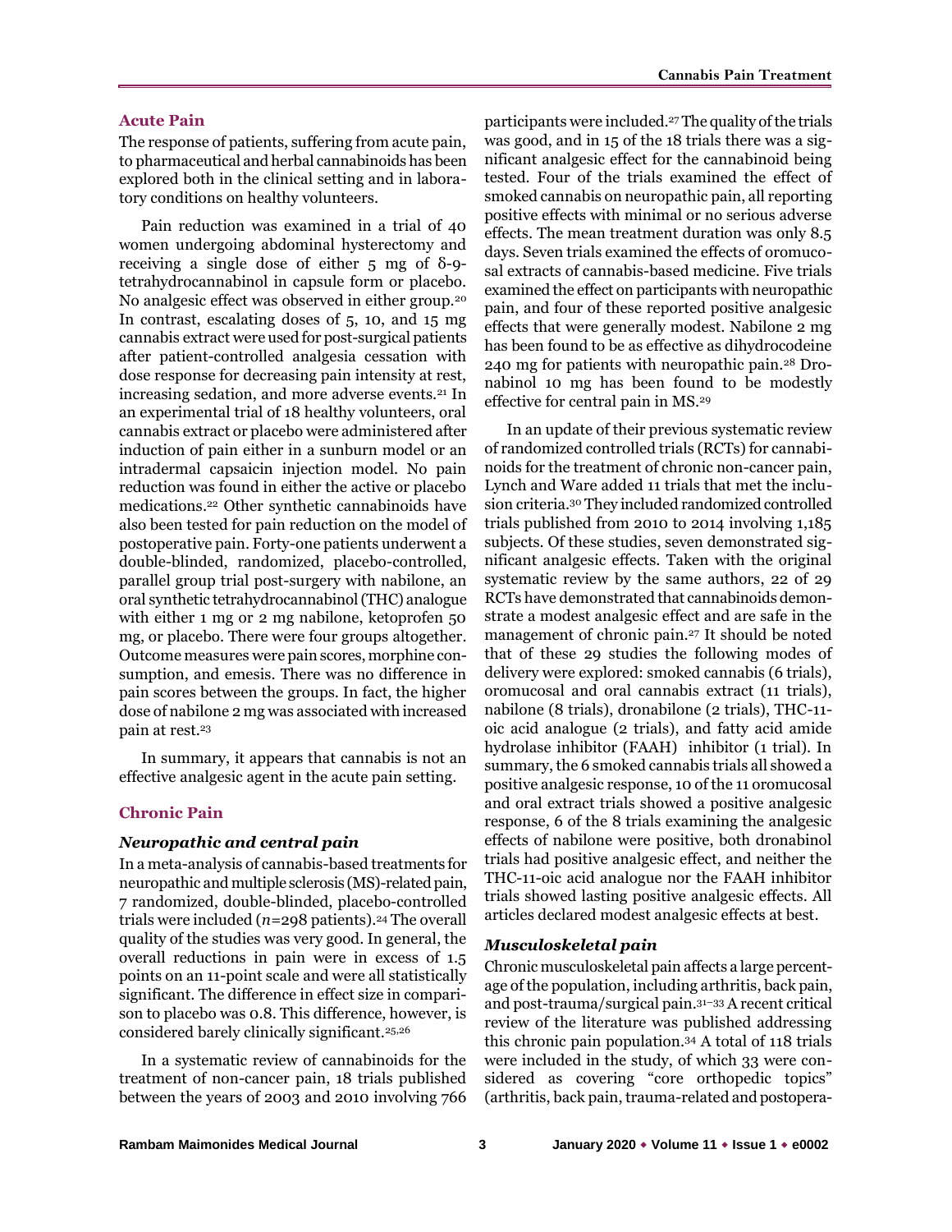## Acute Pain

The response of patients, suffering from acute pain, to pharmaceutical and herbal cannabinoids has been explored both in the clinical setting and in laboratory conditions on healthy volunteers.

Pain reduction was examined in a trial of 40 women undergoing abdominal hysterectomy and receiving a single dose of either 5 mg of δ-9-tetrahydrocannabinol in capsule form or placebo. No analgesic effect was observed in either group.[20] In contrast, escalating doses of 5, 10, and 15 mg cannabis extract were used for post-surgical patients after patient-controlled analgesia cessation with dose response for decreasing pain intensity at rest, increasing sedation, and more adverse events.[21] In an experimental trial of 18 healthy volunteers, oral cannabis extract or placebo were administered after induction of pain either in a sunburn model or an intradermal capsaicin injection model. No pain reduction was found in either the active or placebo medications.[22] Other synthetic cannabinoids have also been tested for pain reduction on the model of postoperative pain. Forty-one patients underwent a double-blinded, randomized, placebo-controlled, parallel group trial post-surgery with nabilone, an oral synthetic tetrahydrocannabinol (THC) analogue with either 1 mg or 2 mg nabilone, ketoprofen 50 mg, or placebo. There were four groups altogether. Outcome measures were pain scores, morphine consumption, and emesis. There was no difference in pain scores between the groups. In fact, the higher dose of nabilone 2 mg was associated with increased pain at rest.[23]

In summary, it appears that cannabis is not an effective analgesic agent in the acute pain setting.

## Chronic Pain

### *Neuropathic and central pain*

In a meta-analysis of cannabis-based treatments for neuropathic and multiple sclerosis (MS)-related pain, 7 randomized, double-blinded, placebo-controlled trials were included ($n$=298 patients).[24] The overall quality of the studies was very good. In general, the overall reductions in pain were in excess of 1.5 points on an 11-point scale and were all statistically significant. The difference in effect size in comparison to placebo was 0.8. This difference, however, is considered barely clinically significant.[25,26]

In a systematic review of cannabinoids for the treatment of non-cancer pain, 18 trials published between the years of 2003 and 2010 involving 766 participants were included.[27] The quality of the trials was good, and in 15 of the 18 trials there was a significant analgesic effect for the cannabinoid being tested. Four of the trials examined the effect of smoked cannabis on neuropathic pain, all reporting positive effects with minimal or no serious adverse effects. The mean treatment duration was only 8.5 days. Seven trials examined the effects of oromucosal extracts of cannabis-based medicine. Five trials examined the effect on participants with neuropathic pain, and four of these reported positive analgesic effects that were generally modest. Nabilone 2 mg has been found to be as effective as dihydrocodeine 240 mg for patients with neuropathic pain.[28] Dronabinol 10 mg has been found to be modestly effective for central pain in MS.[29]

In an update of their previous systematic review of randomized controlled trials (RCTs) for cannabinoids for the treatment of chronic non-cancer pain, Lynch and Ware added 11 trials that met the inclusion criteria.[30] They included randomized controlled trials published from 2010 to 2014 involving 1,185 subjects. Of these studies, seven demonstrated significant analgesic effects. Taken with the original systematic review by the same authors, 22 of 29 RCTs have demonstrated that cannabinoids demonstrate a modest analgesic effect and are safe in the management of chronic pain.[27] It should be noted that of these 29 studies the following modes of delivery were explored: smoked cannabis (6 trials), oromucosal and oral cannabis extract (11 trials), nabilone (8 trials), dronabilone (2 trials), THC-11-oic acid analogue (2 trials), and fatty acid amide hydrolase inhibitor (FAAH) inhibitor (1 trial). In summary, the 6 smoked cannabis trials all showed a positive analgesic response, 10 of the 11 oromucosal and oral extract trials showed a positive analgesic response, 6 of the 8 trials examining the analgesic effects of nabilone were positive, both dronabinol trials had positive analgesic effect, and neither the THC-11-oic acid analogue nor the FAAH inhibitor trials showed lasting positive analgesic effects. All articles declared modest analgesic effects at best.

### *Musculoskeletal pain*

Chronic musculoskeletal pain affects a large percentage of the population, including arthritis, back pain, and post-trauma/surgical pain.[31–33] A recent critical review of the literature was published addressing this chronic pain population.[34] A total of 118 trials were included in the study, of which 33 were considered as covering "core orthopedic topics" (arthritis, back pain, trauma-related and postopera-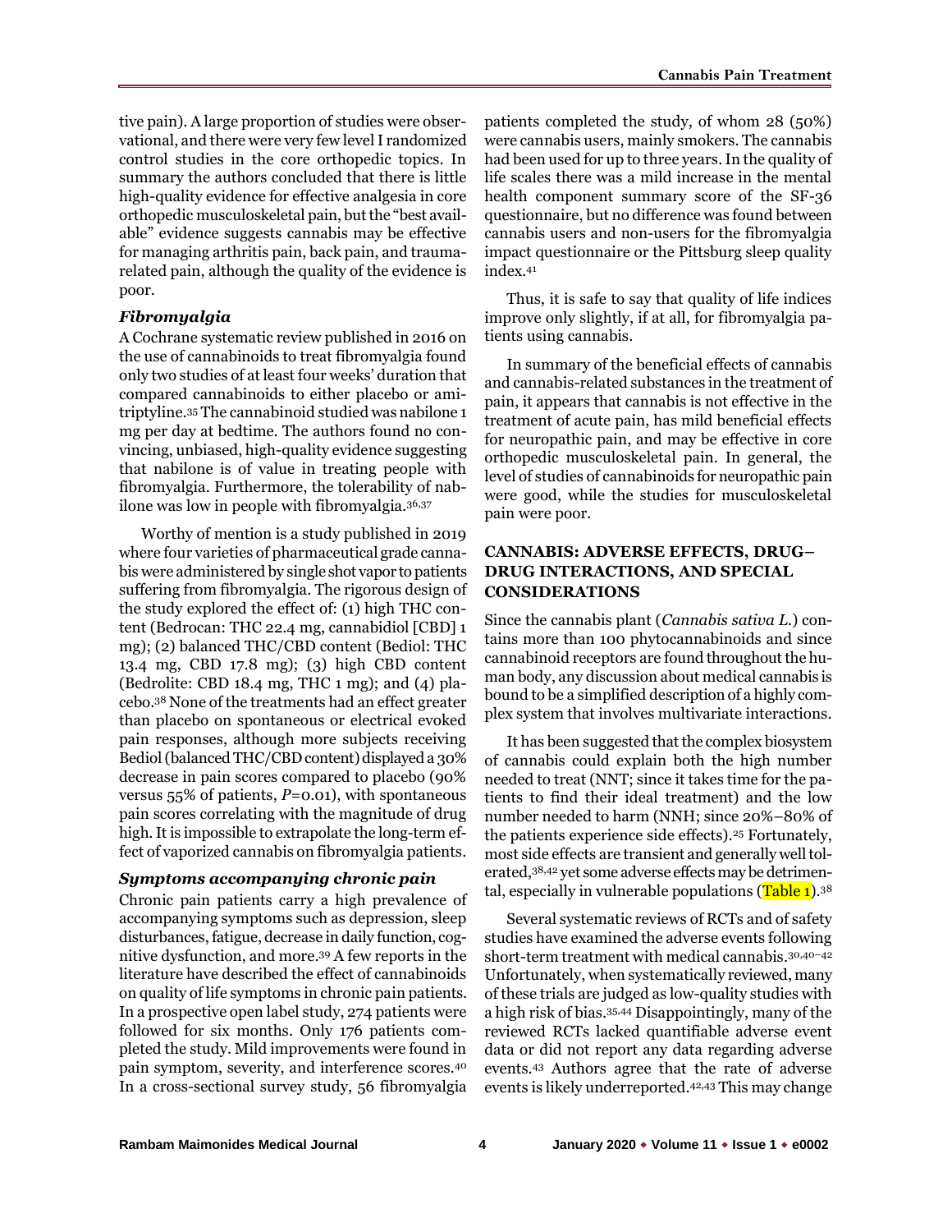tive pain). A large proportion of studies were observational, and there were very few level I randomized control studies in the core orthopedic topics. In summary the authors concluded that there is little high-quality evidence for effective analgesia in core orthopedic musculoskeletal pain, but the "best available" evidence suggests cannabis may be effective for managing arthritis pain, back pain, and trauma-related pain, although the quality of the evidence is poor.

### *Fibromyalgia*

A Cochrane systematic review published in 2016 on the use of cannabinoids to treat fibromyalgia found only two studies of at least four weeks' duration that compared cannabinoids to either placebo or amitriptyline.[35] The cannabinoid studied was nabilone 1 mg per day at bedtime. The authors found no convincing, unbiased, high-quality evidence suggesting that nabilone is of value in treating people with fibromyalgia. Furthermore, the tolerability of nabilone was low in people with fibromyalgia.[36,37]

Worthy of mention is a study published in 2019 where four varieties of pharmaceutical grade cannabis were administered by single shot vapor to patients suffering from fibromyalgia. The rigorous design of the study explored the effect of: (1) high THC content (Bedrocan: THC 22.4 mg, cannabidiol [CBD] 1 mg); (2) balanced THC/CBD content (Bediol: THC 13.4 mg, CBD 17.8 mg); (3) high CBD content (Bedrolite: CBD 18.4 mg, THC 1 mg); and (4) placebo.[38] None of the treatments had an effect greater than placebo on spontaneous or electrical evoked pain responses, although more subjects receiving Bediol (balanced THC/CBD content) displayed a 30% decrease in pain scores compared to placebo (90% versus 55% of patients, $P$=0.01), with spontaneous pain scores correlating with the magnitude of drug high. It is impossible to extrapolate the long-term effect of vaporized cannabis on fibromyalgia patients.

### *Symptoms accompanying chronic pain*

Chronic pain patients carry a high prevalence of accompanying symptoms such as depression, sleep disturbances, fatigue, decrease in daily function, cognitive dysfunction, and more.[39] A few reports in the literature have described the effect of cannabinoids on quality of life symptoms in chronic pain patients. In a prospective open label study, 274 patients were followed for six months. Only 176 patients completed the study. Mild improvements were found in pain symptom, severity, and interference scores.[40] In a cross-sectional survey study, 56 fibromyalgia patients completed the study, of whom 28 (50%) were cannabis users, mainly smokers. The cannabis had been used for up to three years. In the quality of life scales there was a mild increase in the mental health component summary score of the SF-36 questionnaire, but no difference was found between cannabis users and non-users for the fibromyalgia impact questionnaire or the Pittsburg sleep quality index.[41]

Thus, it is safe to say that quality of life indices improve only slightly, if at all, for fibromyalgia patients using cannabis.

In summary of the beneficial effects of cannabis and cannabis-related substances in the treatment of pain, it appears that cannabis is not effective in the treatment of acute pain, has mild beneficial effects for neuropathic pain, and may be effective in core orthopedic musculoskeletal pain. In general, the level of studies of cannabinoids for neuropathic pain were good, while the studies for musculoskeletal pain were poor.

## CANNABIS: ADVERSE EFFECTS, DRUG–DRUG INTERACTIONS, AND SPECIAL CONSIDERATIONS

Since the cannabis plant (*Cannabis sativa L.*) contains more than 100 phytocannabinoids and since cannabinoid receptors are found throughout the human body, any discussion about medical cannabis is bound to be a simplified description of a highly complex system that involves multivariate interactions.

It has been suggested that the complex biosystem of cannabis could explain both the high number needed to treat (NNT; since it takes time for the patients to find their ideal treatment) and the low number needed to harm (NNH; since 20%–80% of the patients experience side effects).[25] Fortunately, most side effects are transient and generally well tolerated,[38,42] yet some adverse effects may be detrimental, especially in vulnerable populations (Table 1).[38]

Several systematic reviews of RCTs and of safety studies have examined the adverse events following short-term treatment with medical cannabis.[30,40–42] Unfortunately, when systematically reviewed, many of these trials are judged as low-quality studies with a high risk of bias.[35,44] Disappointingly, many of the reviewed RCTs lacked quantifiable adverse event data or did not report any data regarding adverse events.[43] Authors agree that the rate of adverse events is likely underreported.[42,43] This may change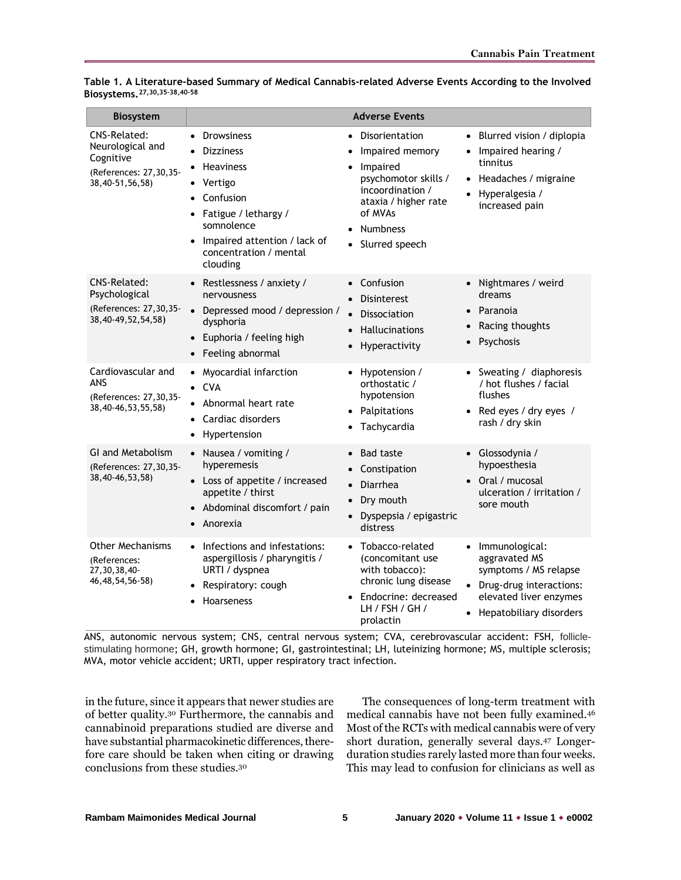**Table 1. A Literature-based Summary of Medical Cannabis-related Adverse Events According to the Involved Biosystems.**[27,30,35-38,40-58]

| Biosystem | Adverse Events | | |
|---|---|---|---|
| CNS-Related: Neurological and Cognitive (References: 27,30,35-38,40-51,56,58) | • Drowsiness<br>• Dizziness<br>• Heaviness<br>• Vertigo<br>• Confusion<br>• Fatigue / lethargy / somnolence<br>• Impaired attention / lack of concentration / mental clouding | • Disorientation<br>• Impaired memory<br>• Impaired psychomotor skills / incoordination / ataxia / higher rate of MVAs<br>• Numbness<br>• Slurred speech | • Blurred vision / diplopia<br>• Impaired hearing / tinnitus<br>• Headaches / migraine<br>• Hyperalgesia / increased pain |
| CNS-Related: Psychological (References: 27,30,35-38,40-49,52,54,58) | • Restlessness / anxiety / nervousness<br>• Depressed mood / depression / dysphoria<br>• Euphoria / feeling high<br>• Feeling abnormal | • Confusion<br>• Disinterest<br>• Dissociation<br>• Hallucinations<br>• Hyperactivity | • Nightmares / weird dreams<br>• Paranoia<br>• Racing thoughts<br>• Psychosis |
| Cardiovascular and ANS (References: 27,30,35-38,40-46,53,55,58) | • Myocardial infarction<br>• CVA<br>• Abnormal heart rate<br>• Cardiac disorders<br>• Hypertension | • Hypotension / orthostatic / hypotension<br>• Palpitations<br>• Tachycardia | • Sweating / diaphoresis / hot flushes / facial flushes<br>• Red eyes / dry eyes / rash / dry skin |
| GI and Metabolism (References: 27,30,35-38,40-46,53,58) | • Nausea / vomiting / hyperemesis<br>• Loss of appetite / increased appetite / thirst<br>• Abdominal discomfort / pain<br>• Anorexia | • Bad taste<br>• Constipation<br>• Diarrhea<br>• Dry mouth<br>• Dyspepsia / epigastric distress | • Glossodynia / hypoesthesia<br>• Oral / mucosal ulceration / irritation / sore mouth |
| Other Mechanisms (References: 27,30,38,40-46,48,54,56-58) | • Infections and infestations: aspergillosis / pharyngitis / URTI / dyspnea<br>• Respiratory: cough<br>• Hoarseness | • Tobacco-related (concomitant use with tobacco): chronic lung disease<br>• Endocrine: decreased LH / FSH / GH / prolactin | • Immunological: aggravated MS symptoms / MS relapse<br>• Drug-drug interactions: elevated liver enzymes<br>• Hepatobiliary disorders |

ANS, autonomic nervous system; CNS, central nervous system; CVA, cerebrovascular accident: FSH, follicle-stimulating hormone; GH, growth hormone; GI, gastrointestinal; LH, luteinizing hormone; MS, multiple sclerosis; MVA, motor vehicle accident; URTI, upper respiratory tract infection.

in the future, since it appears that newer studies are of better quality.[30] Furthermore, the cannabis and cannabinoid preparations studied are diverse and have substantial pharmacokinetic differences, therefore care should be taken when citing or drawing conclusions from these studies.[30]

The consequences of long-term treatment with medical cannabis have not been fully examined.[46] Most of the RCTs with medical cannabis were of very short duration, generally several days.[47] Longer-duration studies rarely lasted more than four weeks. This may lead to confusion for clinicians as well as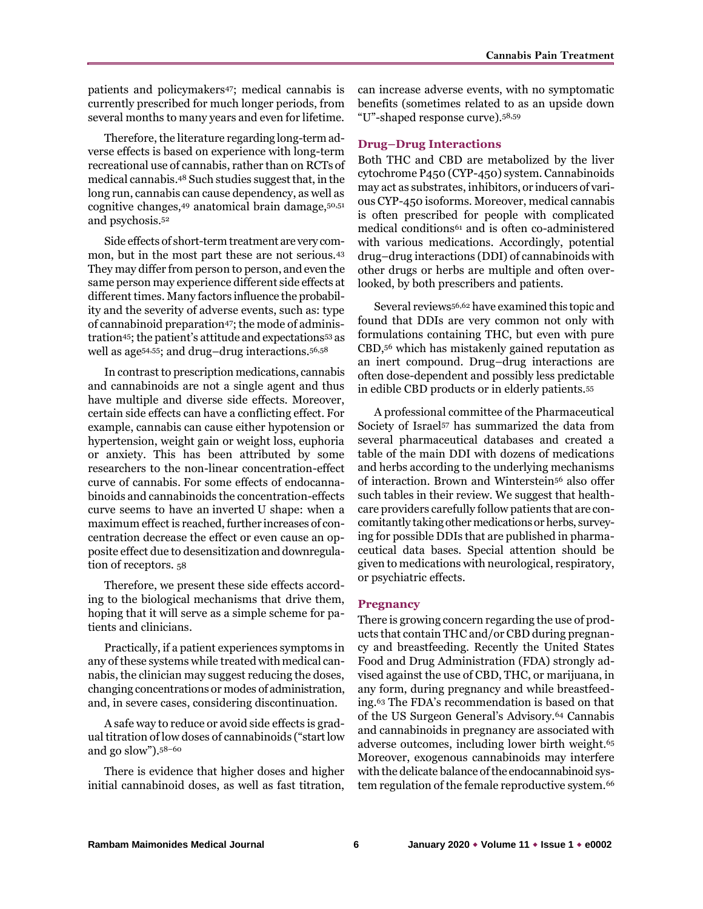patients and policymakers[47]; medical cannabis is currently prescribed for much longer periods, from several months to many years and even for lifetime.

Therefore, the literature regarding long-term adverse effects is based on experience with long-term recreational use of cannabis, rather than on RCTs of medical cannabis.[48] Such studies suggest that, in the long run, cannabis can cause dependency, as well as cognitive changes,[49] anatomical brain damage,[50,51] and psychosis.[52]

Side effects of short-term treatment are very common, but in the most part these are not serious.[43] They may differ from person to person, and even the same person may experience different side effects at different times. Many factors influence the probability and the severity of adverse events, such as: type of cannabinoid preparation[47]; the mode of administration[45]; the patient's attitude and expectations[53] as well as age[54,55]; and drug–drug interactions.[56,58]

In contrast to prescription medications, cannabis and cannabinoids are not a single agent and thus have multiple and diverse side effects. Moreover, certain side effects can have a conflicting effect. For example, cannabis can cause either hypotension or hypertension, weight gain or weight loss, euphoria or anxiety. This has been attributed by some researchers to the non-linear concentration-effect curve of cannabis. For some effects of endocannabinoids and cannabinoids the concentration-effects curve seems to have an inverted U shape: when a maximum effect is reached, further increases of concentration decrease the effect or even cause an opposite effect due to desensitization and downregulation of receptors. [58]

Therefore, we present these side effects according to the biological mechanisms that drive them, hoping that it will serve as a simple scheme for patients and clinicians.

Practically, if a patient experiences symptoms in any of these systems while treated with medical cannabis, the clinician may suggest reducing the doses, changing concentrations or modes of administration, and, in severe cases, considering discontinuation.

A safe way to reduce or avoid side effects is gradual titration of low doses of cannabinoids ("start low and go slow").[58–60]

There is evidence that higher doses and higher initial cannabinoid doses, as well as fast titration, can increase adverse events, with no symptomatic benefits (sometimes related to as an upside down "U"-shaped response curve).[58,59]

## Drug–Drug Interactions

Both THC and CBD are metabolized by the liver cytochrome P450 (CYP-450) system. Cannabinoids may act as substrates, inhibitors, or inducers of various CYP-450 isoforms. Moreover, medical cannabis is often prescribed for people with complicated medical conditions[61] and is often co-administered with various medications. Accordingly, potential drug–drug interactions (DDI) of cannabinoids with other drugs or herbs are multiple and often overlooked, by both prescribers and patients.

Several reviews[56,62] have examined this topic and found that DDIs are very common not only with formulations containing THC, but even with pure CBD,[56] which has mistakenly gained reputation as an inert compound. Drug–drug interactions are often dose-dependent and possibly less predictable in edible CBD products or in elderly patients.[55]

A professional committee of the Pharmaceutical Society of Israel[57] has summarized the data from several pharmaceutical databases and created a table of the main DDI with dozens of medications and herbs according to the underlying mechanisms of interaction. Brown and Winterstein[56] also offer such tables in their review. We suggest that healthcare providers carefully follow patients that are concomitantly taking other medications or herbs, surveying for possible DDIs that are published in pharmaceutical data bases. Special attention should be given to medications with neurological, respiratory, or psychiatric effects.

## Pregnancy

There is growing concern regarding the use of products that contain THC and/or CBD during pregnancy and breastfeeding. Recently the United States Food and Drug Administration (FDA) strongly advised against the use of CBD, THC, or marijuana, in any form, during pregnancy and while breastfeeding.[63] The FDA's recommendation is based on that of the US Surgeon General's Advisory.[64] Cannabis and cannabinoids in pregnancy are associated with adverse outcomes, including lower birth weight.[65] Moreover, exogenous cannabinoids may interfere with the delicate balance of the endocannabinoid system regulation of the female reproductive system.[66]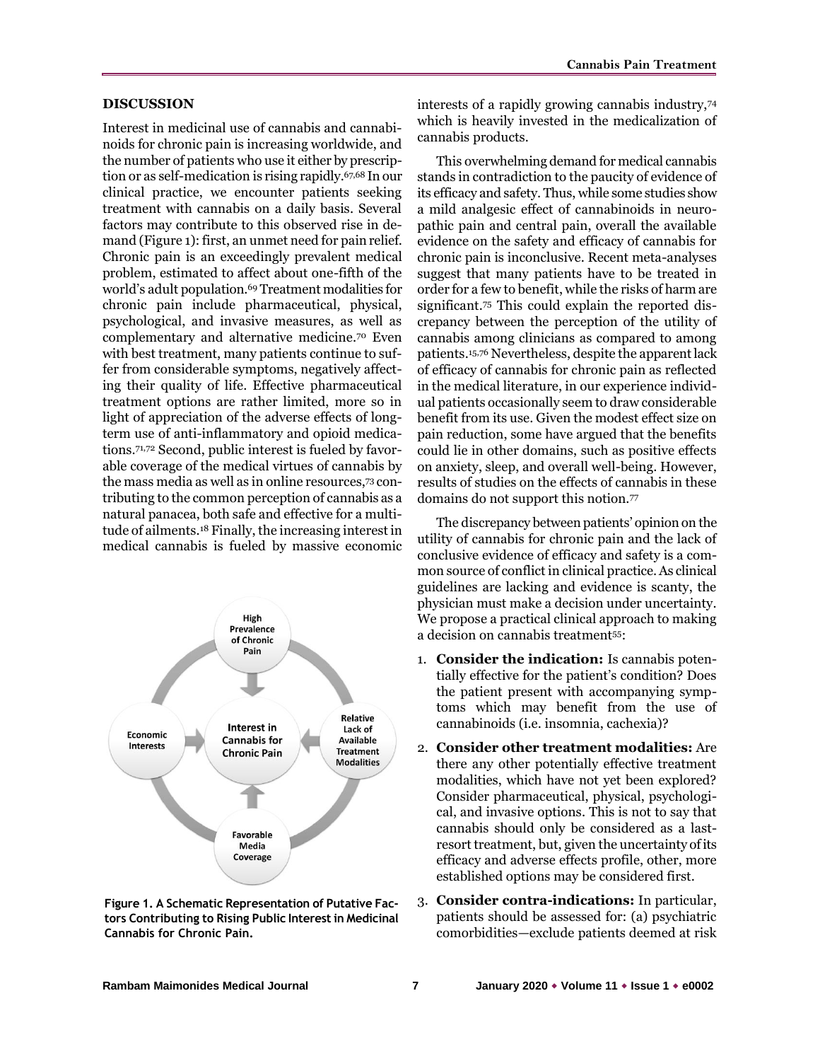## DISCUSSION

Interest in medicinal use of cannabis and cannabinoids for chronic pain is increasing worldwide, and the number of patients who use it either by prescription or as self-medication is rising rapidly.[67,68] In our clinical practice, we encounter patients seeking treatment with cannabis on a daily basis. Several factors may contribute to this observed rise in demand (Figure 1): first, an unmet need for pain relief. Chronic pain is an exceedingly prevalent medical problem, estimated to affect about one-fifth of the world's adult population.[69] Treatment modalities for chronic pain include pharmaceutical, physical, psychological, and invasive measures, as well as complementary and alternative medicine.[70] Even with best treatment, many patients continue to suffer from considerable symptoms, negatively affecting their quality of life. Effective pharmaceutical treatment options are rather limited, more so in light of appreciation of the adverse effects of long-term use of anti-inflammatory and opioid medications.[71,72] Second, public interest is fueled by favorable coverage of the medical virtues of cannabis by the mass media as well as in online resources,[73] contributing to the common perception of cannabis as a natural panacea, both safe and effective for a multitude of ailments.[18] Finally, the increasing interest in medical cannabis is fueled by massive economic interests of a rapidly growing cannabis industry,[74] which is heavily invested in the medicalization of cannabis products.

This overwhelming demand for medical cannabis stands in contradiction to the paucity of evidence of its efficacy and safety. Thus, while some studies show a mild analgesic effect of cannabinoids in neuropathic pain and central pain, overall the available evidence on the safety and efficacy of cannabis for chronic pain is inconclusive. Recent meta-analyses suggest that many patients have to be treated in order for a few to benefit, while the risks of harm are significant.[75] This could explain the reported discrepancy between the perception of the utility of cannabis among clinicians as compared to among patients.[15,76] Nevertheless, despite the apparent lack of efficacy of cannabis for chronic pain as reflected in the medical literature, in our experience individual patients occasionally seem to draw considerable benefit from its use. Given the modest effect size on pain reduction, some have argued that the benefits could lie in other domains, such as positive effects on anxiety, sleep, and overall well-being. However, results of studies on the effects of cannabis in these domains do not support this notion.[77]

High Prevalence of Chronic Pain

Interest in Cannabis for Chronic Pain

Economic Interests

Relative Lack of Available Treatment Modalities

Favorable Media Coverage

**Figure 1. A Schematic Representation of Putative Factors Contributing to Rising Public Interest in Medicinal Cannabis for Chronic Pain.**

The discrepancy between patients' opinion on the utility of cannabis for chronic pain and the lack of conclusive evidence of efficacy and safety is a common source of conflict in clinical practice. As clinical guidelines are lacking and evidence is scanty, the physician must make a decision under uncertainty. We propose a practical clinical approach to making a decision on cannabis treatment[55]:

1. **Consider the indication:** Is cannabis potentially effective for the patient's condition? Does the patient present with accompanying symptoms which may benefit from the use of cannabinoids (i.e. insomnia, cachexia)?
2. **Consider other treatment modalities:** Are there any other potentially effective treatment modalities, which have not yet been explored? Consider pharmaceutical, physical, psychological, and invasive options. This is not to say that cannabis should only be considered as a last-resort treatment, but, given the uncertainty of its efficacy and adverse effects profile, other, more established options may be considered first.
3. **Consider contra-indications:** In particular, patients should be assessed for: (a) psychiatric comorbidities—exclude patients deemed at risk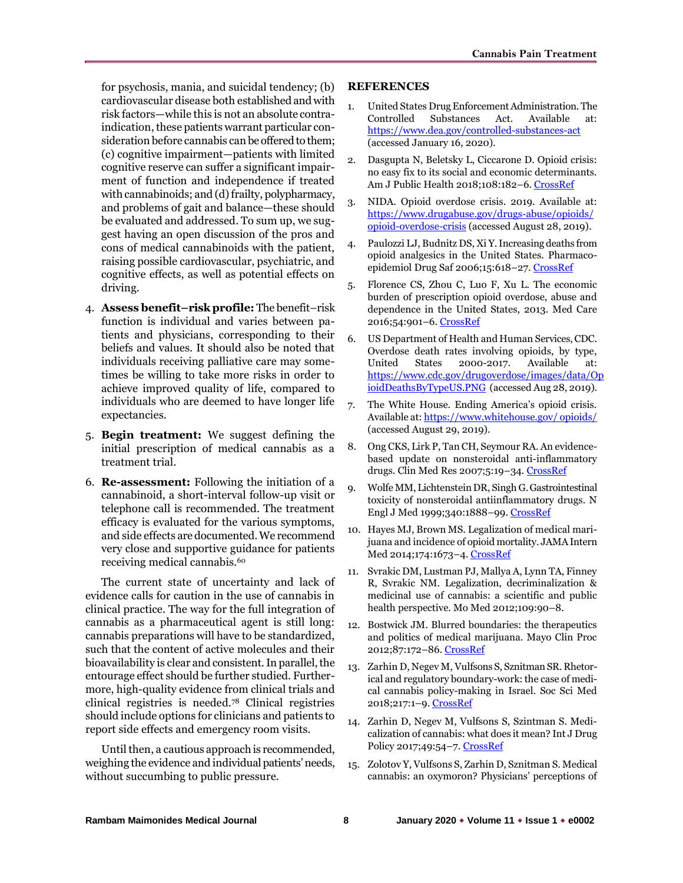for psychosis, mania, and suicidal tendency; (b) cardiovascular disease both established and with risk factors—while this is not an absolute contraindication, these patients warrant particular consideration before cannabis can be offered to them; (c) cognitive impairment—patients with limited cognitive reserve can suffer a significant impairment of function and independence if treated with cannabinoids; and (d) frailty, polypharmacy, and problems of gait and balance—these should be evaluated and addressed. To sum up, we suggest having an open discussion of the pros and cons of medical cannabinoids with the patient, raising possible cardiovascular, psychiatric, and cognitive effects, as well as potential effects on driving.

4. **Assess benefit–risk profile:** The benefit–risk function is individual and varies between patients and physicians, corresponding to their beliefs and values. It should also be noted that individuals receiving palliative care may sometimes be willing to take more risks in order to achieve improved quality of life, compared to individuals who are deemed to have longer life expectancies.
5. **Begin treatment:** We suggest defining the initial prescription of medical cannabis as a treatment trial.
6. **Re-assessment:** Following the initiation of a cannabinoid, a short-interval follow-up visit or telephone call is recommended. The treatment efficacy is evaluated for the various symptoms, and side effects are documented. We recommend very close and supportive guidance for patients receiving medical cannabis.[60]

The current state of uncertainty and lack of evidence calls for caution in the use of cannabis in clinical practice. The way for the full integration of cannabis as a pharmaceutical agent is still long: cannabis preparations will have to be standardized, such that the content of active molecules and their bioavailability is clear and consistent. In parallel, the entourage effect should be further studied. Furthermore, high-quality evidence from clinical trials and clinical registries is needed.[78] Clinical registries should include options for clinicians and patients to report side effects and emergency room visits.

Until then, a cautious approach is recommended, weighing the evidence and individual patients' needs, without succumbing to public pressure.

## REFERENCES

1. United States Drug Enforcement Administration. The Controlled Substances Act. Available at: https://www.dea.gov/controlled-substances-act (accessed January 16, 2020).
2. Dasgupta N, Beletsky L, Ciccarone D. Opioid crisis: no easy fix to its social and economic determinants. Am J Public Health 2018;108:182–6. CrossRef
3. NIDA. Opioid overdose crisis. 2019. Available at: https://www.drugabuse.gov/drugs-abuse/opioids/opioid-overdose-crisis (accessed August 28, 2019).
4. Paulozzi LJ, Budnitz DS, Xi Y. Increasing deaths from opioid analgesics in the United States. Pharmacoepidemiol Drug Saf 2006;15:618–27. CrossRef
5. Florence CS, Zhou C, Luo F, Xu L. The economic burden of prescription opioid overdose, abuse and dependence in the United States, 2013. Med Care 2016;54:901–6. CrossRef
6. US Department of Health and Human Services, CDC. Overdose death rates involving opioids, by type, United States 2000-2017. Available at: https://www.cdc.gov/drugoverdose/images/data/OpioidDeathsByTypeUS.PNG (accessed Aug 28, 2019).
7. The White House. Ending America's opioid crisis. Available at: https://www.whitehouse.gov/ opioids/ (accessed August 29, 2019).
8. Ong CKS, Lirk P, Tan CH, Seymour RA. An evidence-based update on nonsteroidal anti-inflammatory drugs. Clin Med Res 2007;5:19–34. CrossRef
9. Wolfe MM, Lichtenstein DR, Singh G. Gastrointestinal toxicity of nonsteroidal antiinflammatory drugs. N Engl J Med 1999;340:1888–99. CrossRef
10. Hayes MJ, Brown MS. Legalization of medical marijuana and incidence of opioid mortality. JAMA Intern Med 2014;174:1673–4. CrossRef
11. Svrakic DM, Lustman PJ, Mallya A, Lynn TA, Finney R, Svrakic NM. Legalization, decriminalization & medicinal use of cannabis: a scientific and public health perspective. Mo Med 2012;109:90–8.
12. Bostwick JM. Blurred boundaries: the therapeutics and politics of medical marijuana. Mayo Clin Proc 2012;87:172–86. CrossRef
13. Zarhin D, Negev M, Vulfsons S, Sznitman SR. Rhetorical and regulatory boundary-work: the case of medical cannabis policy-making in Israel. Soc Sci Med 2018;217:1–9. CrossRef
14. Zarhin D, Negev M, Vulfsons S, Szintman S. Medicalization of cannabis: what does it mean? Int J Drug Policy 2017;49:54–7. CrossRef
15. Zolotov Y, Vulfsons S, Zarhin D, Sznitman S. Medical cannabis: an oxymoron? Physicians' perceptions of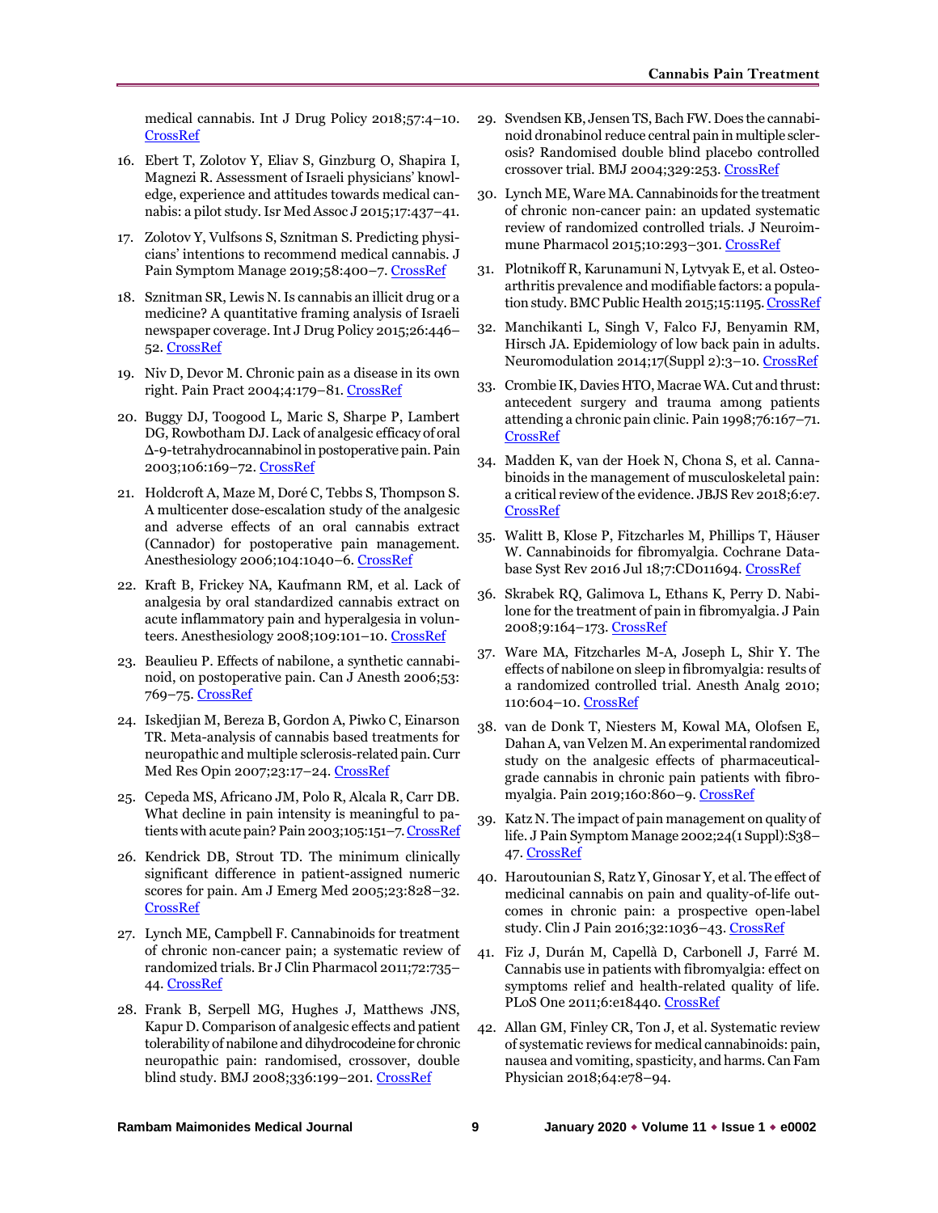medical cannabis. Int J Drug Policy 2018;57:4–10. CrossRef

16. Ebert T, Zolotov Y, Eliav S, Ginzburg O, Shapira I, Magnezi R. Assessment of Israeli physicians' knowledge, experience and attitudes towards medical cannabis: a pilot study. Isr Med Assoc J 2015;17:437–41.

17. Zolotov Y, Vulfsons S, Sznitman S. Predicting physicians' intentions to recommend medical cannabis. J Pain Symptom Manage 2019;58:400–7. CrossRef

18. Sznitman SR, Lewis N. Is cannabis an illicit drug or a medicine? A quantitative framing analysis of Israeli newspaper coverage. Int J Drug Policy 2015;26:446–52. CrossRef

19. Niv D, Devor M. Chronic pain as a disease in its own right. Pain Pract 2004;4:179–81. CrossRef

20. Buggy DJ, Toogood L, Maric S, Sharpe P, Lambert DG, Rowbotham DJ. Lack of analgesic efficacy of oral Δ-9-tetrahydrocannabinol in postoperative pain. Pain 2003;106:169–72. CrossRef

21. Holdcroft A, Maze M, Doré C, Tebbs S, Thompson S. A multicenter dose-escalation study of the analgesic and adverse effects of an oral cannabis extract (Cannador) for postoperative pain management. Anesthesiology 2006;104:1040–6. CrossRef

22. Kraft B, Frickey NA, Kaufmann RM, et al. Lack of analgesia by oral standardized cannabis extract on acute inflammatory pain and hyperalgesia in volunteers. Anesthesiology 2008;109:101–10. CrossRef

23. Beaulieu P. Effects of nabilone, a synthetic cannabinoid, on postoperative pain. Can J Anesth 2006;53:769–75. CrossRef

24. Iskedjian M, Bereza B, Gordon A, Piwko C, Einarson TR. Meta-analysis of cannabis based treatments for neuropathic and multiple sclerosis-related pain. Curr Med Res Opin 2007;23:17–24. CrossRef

25. Cepeda MS, Africano JM, Polo R, Alcala R, Carr DB. What decline in pain intensity is meaningful to patients with acute pain? Pain 2003;105:151–7. CrossRef

26. Kendrick DB, Strout TD. The minimum clinically significant difference in patient-assigned numeric scores for pain. Am J Emerg Med 2005;23:828–32. CrossRef

27. Lynch ME, Campbell F. Cannabinoids for treatment of chronic non-cancer pain; a systematic review of randomized trials. Br J Clin Pharmacol 2011;72:735–44. CrossRef

28. Frank B, Serpell MG, Hughes J, Matthews JNS, Kapur D. Comparison of analgesic effects and patient tolerability of nabilone and dihydrocodeine for chronic neuropathic pain: randomised, crossover, double blind study. BMJ 2008;336:199–201. CrossRef

29. Svendsen KB, Jensen TS, Bach FW. Does the cannabinoid dronabinol reduce central pain in multiple sclerosis? Randomised double blind placebo controlled crossover trial. BMJ 2004;329:253. CrossRef

30. Lynch ME, Ware MA. Cannabinoids for the treatment of chronic non-cancer pain: an updated systematic review of randomized controlled trials. J Neuroimmune Pharmacol 2015;10:293–301. CrossRef

31. Plotnikoff R, Karunamuni N, Lytvyak E, et al. Osteoarthritis prevalence and modifiable factors: a population study. BMC Public Health 2015;15:1195. CrossRef

32. Manchikanti L, Singh V, Falco FJ, Benyamin RM, Hirsch JA. Epidemiology of low back pain in adults. Neuromodulation 2014;17(Suppl 2):3–10. CrossRef

33. Crombie IK, Davies HTO, Macrae WA. Cut and thrust: antecedent surgery and trauma among patients attending a chronic pain clinic. Pain 1998;76:167–71. CrossRef

34. Madden K, van der Hoek N, Chona S, et al. Cannabinoids in the management of musculoskeletal pain: a critical review of the evidence. JBJS Rev 2018;6:e7. CrossRef

35. Walitt B, Klose P, Fitzcharles M, Phillips T, Häuser W. Cannabinoids for fibromyalgia. Cochrane Database Syst Rev 2016 Jul 18;7:CD011694. CrossRef

36. Skrabek RQ, Galimova L, Ethans K, Perry D. Nabilone for the treatment of pain in fibromyalgia. J Pain 2008;9:164–173. CrossRef

37. Ware MA, Fitzcharles M-A, Joseph L, Shir Y. The effects of nabilone on sleep in fibromyalgia: results of a randomized controlled trial. Anesth Analg 2010;110:604–10. CrossRef

38. van de Donk T, Niesters M, Kowal MA, Olofsen E, Dahan A, van Velzen M. An experimental randomized study on the analgesic effects of pharmaceutical-grade cannabis in chronic pain patients with fibromyalgia. Pain 2019;160:860–9. CrossRef

39. Katz N. The impact of pain management on quality of life. J Pain Symptom Manage 2002;24(1 Suppl):S38–47. CrossRef

40. Haroutounian S, Ratz Y, Ginosar Y, et al. The effect of medicinal cannabis on pain and quality-of-life outcomes in chronic pain: a prospective open-label study. Clin J Pain 2016;32:1036–43. CrossRef

41. Fiz J, Durán M, Capellà D, Carbonell J, Farré M. Cannabis use in patients with fibromyalgia: effect on symptoms relief and health-related quality of life. PLoS One 2011;6:e18440. CrossRef

42. Allan GM, Finley CR, Ton J, et al. Systematic review of systematic reviews for medical cannabinoids: pain, nausea and vomiting, spasticity, and harms. Can Fam Physician 2018;64:e78–94.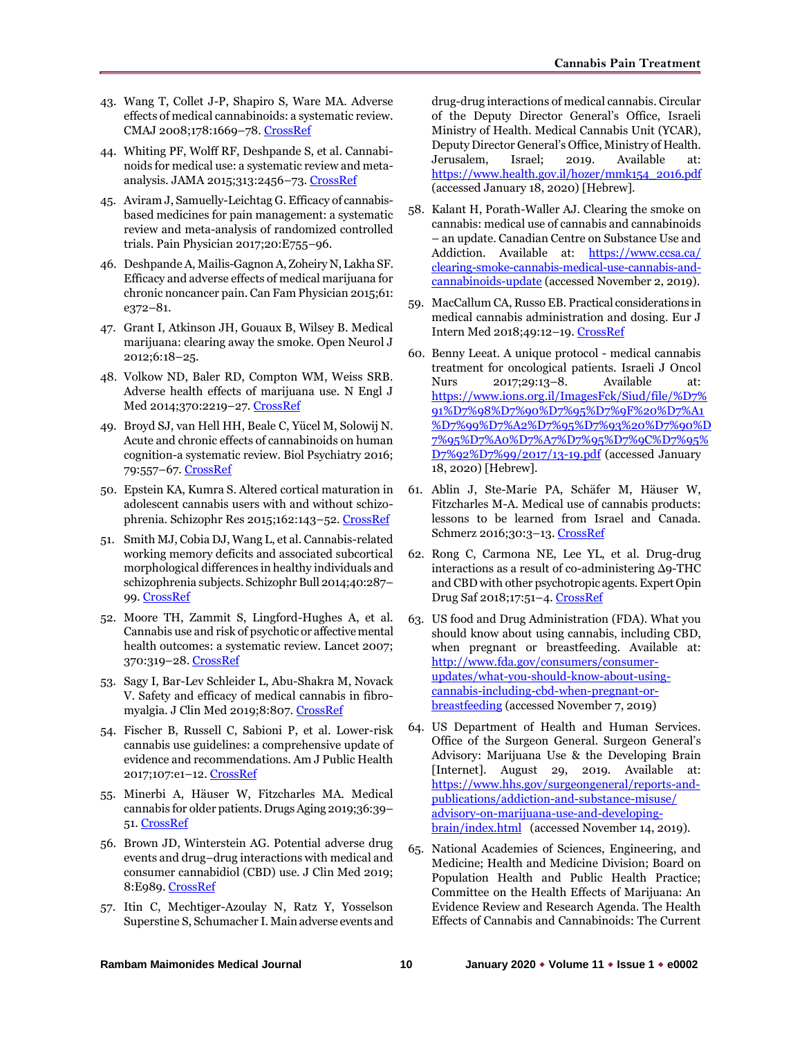43. Wang T, Collet J-P, Shapiro S, Ware MA. Adverse effects of medical cannabinoids: a systematic review. CMAJ 2008;178:1669–78. CrossRef

44. Whiting PF, Wolff RF, Deshpande S, et al. Cannabinoids for medical use: a systematic review and meta-analysis. JAMA 2015;313:2456–73. CrossRef

45. Aviram J, Samuelly-Leichtag G. Efficacy of cannabis-based medicines for pain management: a systematic review and meta-analysis of randomized controlled trials. Pain Physician 2017;20:E755–96.

46. Deshpande A, Mailis-Gagnon A, Zoheiry N, Lakha SF. Efficacy and adverse effects of medical marijuana for chronic noncancer pain. Can Fam Physician 2015;61:e372–81.

47. Grant I, Atkinson JH, Gouaux B, Wilsey B. Medical marijuana: clearing away the smoke. Open Neurol J 2012;6:18–25.

48. Volkow ND, Baler RD, Compton WM, Weiss SRB. Adverse health effects of marijuana use. N Engl J Med 2014;370:2219–27. CrossRef

49. Broyd SJ, van Hell HH, Beale C, Yücel M, Solowij N. Acute and chronic effects of cannabinoids on human cognition-a systematic review. Biol Psychiatry 2016; 79:557–67. CrossRef

50. Epstein KA, Kumra S. Altered cortical maturation in adolescent cannabis users with and without schizophrenia. Schizophr Res 2015;162:143–52. CrossRef

51. Smith MJ, Cobia DJ, Wang L, et al. Cannabis-related working memory deficits and associated subcortical morphological differences in healthy individuals and schizophrenia subjects. Schizophr Bull 2014;40:287–99. CrossRef

52. Moore TH, Zammit S, Lingford-Hughes A, et al. Cannabis use and risk of psychotic or affective mental health outcomes: a systematic review. Lancet 2007; 370:319–28. CrossRef

53. Sagy I, Bar-Lev Schleider L, Abu-Shakra M, Novack V. Safety and efficacy of medical cannabis in fibromyalgia. J Clin Med 2019;8:807. CrossRef

54. Fischer B, Russell C, Sabioni P, et al. Lower-risk cannabis use guidelines: a comprehensive update of evidence and recommendations. Am J Public Health 2017;107:e1–12. CrossRef

55. Minerbi A, Häuser W, Fitzcharles MA. Medical cannabis for older patients. Drugs Aging 2019;36:39–51. CrossRef

56. Brown JD, Winterstein AG. Potential adverse drug events and drug–drug interactions with medical and consumer cannabidiol (CBD) use. J Clin Med 2019; 8:E989. CrossRef

57. Itin C, Mechtiger-Azoulay N, Ratz Y, Yosselson Superstine S, Schumacher I. Main adverse events and drug-drug interactions of medical cannabis. Circular of the Deputy Director General's Office, Israeli Ministry of Health. Medical Cannabis Unit (YCAR), Deputy Director General's Office, Ministry of Health. Jerusalem, Israel; 2019. Available at: https://www.health.gov.il/hozer/mmk154_2016.pdf (accessed January 18, 2020) [Hebrew].

58. Kalant H, Porath-Waller AJ. Clearing the smoke on cannabis: medical use of cannabis and cannabinoids – an update. Canadian Centre on Substance Use and Addiction. Available at: https://www.ccsa.ca/clearing-smoke-cannabis-medical-use-cannabis-and-cannabinoids-update (accessed November 2, 2019).

59. MacCallum CA, Russo EB. Practical considerations in medical cannabis administration and dosing. Eur J Intern Med 2018;49:12–19. CrossRef

60. Benny Leeat. A unique protocol - medical cannabis treatment for oncological patients. Israeli J Oncol Nurs 2017;29:13–8. Available at: https://www.ions.org.il/ImagesFck/Siud/file/%D7%91%D7%98%D7%90%D7%95%D7%9F%20%D7%A1%D7%99%D7%A2%D7%95%D7%93%20%D7%90%D7%95%D7%A0%D7%A7%D7%95%D7%9C%D7%95%D7%92%D7%99/2017/13-19.pdf (accessed January 18, 2020) [Hebrew].

61. Ablin J, Ste-Marie PA, Schäfer M, Häuser W, Fitzcharles M-A. Medical use of cannabis products: lessons to be learned from Israel and Canada. Schmerz 2016;30:3–13. CrossRef

62. Rong C, Carmona NE, Lee YL, et al. Drug-drug interactions as a result of co-administering Δ9-THC and CBD with other psychotropic agents. Expert Opin Drug Saf 2018;17:51–4. CrossRef

63. US food and Drug Administration (FDA). What you should know about using cannabis, including CBD, when pregnant or breastfeeding. Available at: http://www.fda.gov/consumers/consumer-updates/what-you-should-know-about-using-cannabis-including-cbd-when-pregnant-or-breastfeeding (accessed November 7, 2019)

64. US Department of Health and Human Services. Office of the Surgeon General. Surgeon General's Advisory: Marijuana Use & the Developing Brain [Internet]. August 29, 2019. Available at: https://www.hhs.gov/surgeongeneral/reports-and-publications/addiction-and-substance-misuse/advisory-on-marijuana-use-and-developing-brain/index.html (accessed November 14, 2019).

65. National Academies of Sciences, Engineering, and Medicine; Health and Medicine Division; Board on Population Health and Public Health Practice; Committee on the Health Effects of Marijuana: An Evidence Review and Research Agenda. The Health Effects of Cannabis and Cannabinoids: The Current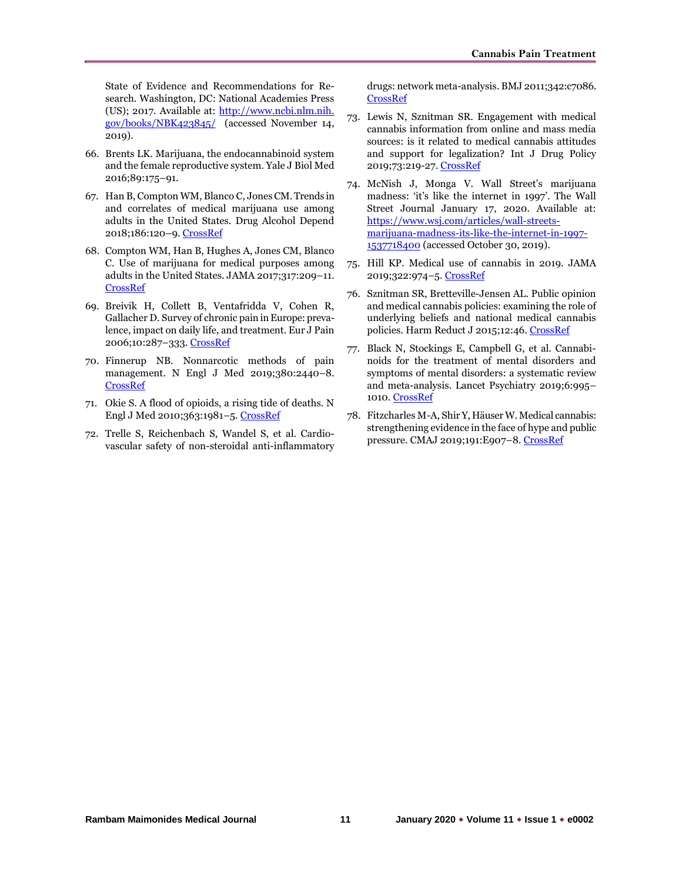State of Evidence and Recommendations for Research. Washington, DC: National Academies Press (US); 2017. Available at: http://www.ncbi.nlm.nih.gov/books/NBK423845/ (accessed November 14, 2019).

66. Brents LK. Marijuana, the endocannabinoid system and the female reproductive system. Yale J Biol Med 2016;89:175–91.
67. Han B, Compton WM, Blanco C, Jones CM. Trends in and correlates of medical marijuana use among adults in the United States. Drug Alcohol Depend 2018;186:120–9. CrossRef
68. Compton WM, Han B, Hughes A, Jones CM, Blanco C. Use of marijuana for medical purposes among adults in the United States. JAMA 2017;317:209–11. CrossRef
69. Breivik H, Collett B, Ventafridda V, Cohen R, Gallacher D. Survey of chronic pain in Europe: prevalence, impact on daily life, and treatment. Eur J Pain 2006;10:287–333. CrossRef
70. Finnerup NB. Nonnarcotic methods of pain management. N Engl J Med 2019;380:2440–8. CrossRef
71. Okie S. A flood of opioids, a rising tide of deaths. N Engl J Med 2010;363:1981–5. CrossRef
72. Trelle S, Reichenbach S, Wandel S, et al. Cardiovascular safety of non-steroidal anti-inflammatory drugs: network meta-analysis. BMJ 2011;342:c7086. CrossRef
73. Lewis N, Sznitman SR. Engagement with medical cannabis information from online and mass media sources: is it related to medical cannabis attitudes and support for legalization? Int J Drug Policy 2019;73:219-27. CrossRef
74. McNish J, Monga V. Wall Street's marijuana madness: 'it's like the internet in 1997'. The Wall Street Journal January 17, 2020. Available at: https://www.wsj.com/articles/wall-streets-marijuana-madness-its-like-the-internet-in-1997-1537718400 (accessed October 30, 2019).
75. Hill KP. Medical use of cannabis in 2019. JAMA 2019;322:974–5. CrossRef
76. Sznitman SR, Bretteville-Jensen AL. Public opinion and medical cannabis policies: examining the role of underlying beliefs and national medical cannabis policies. Harm Reduct J 2015;12:46. CrossRef
77. Black N, Stockings E, Campbell G, et al. Cannabinoids for the treatment of mental disorders and symptoms of mental disorders: a systematic review and meta-analysis. Lancet Psychiatry 2019;6:995–1010. CrossRef
78. Fitzcharles M-A, Shir Y, Häuser W. Medical cannabis: strengthening evidence in the face of hype and public pressure. CMAJ 2019;191:E907–8. CrossRef